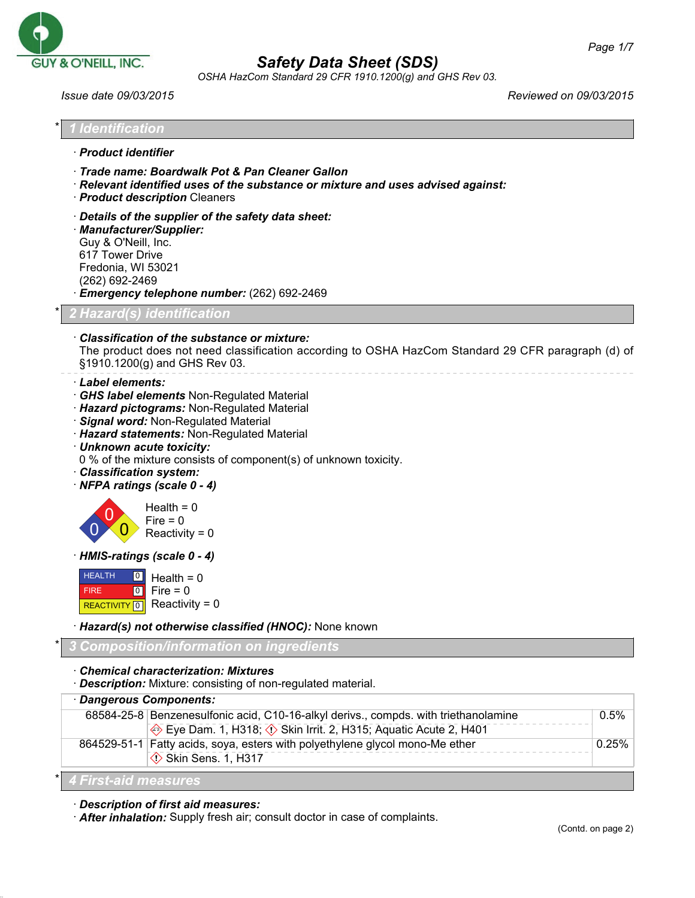GUY & O'NEILL, INC.

# Safety Data Sheet (SDS)

OSHA HazCom Standard 29 CFR 1910.1200(g) and GHS Rev 03.

Issue date 09/03/2015 | Reviewed on 09/03/2015

## * 1 Identification

· **Product identifier**

· **Trade name: Boardwalk Pot & Pan Cleaner Gallon**
· **Relevant identified uses of the substance or mixture and uses advised against:**
· **Product description** Cleaners

· **Details of the supplier of the safety data sheet:**
· **Manufacturer/Supplier:**
Guy & O'Neill, Inc.
617 Tower Drive
Fredonia, WI 53021
(262) 692-2469
· **Emergency telephone number:** (262) 692-2469

## * 2 Hazard(s) identification

· **Classification of the substance or mixture:**
The product does not need classification according to OSHA HazCom Standard 29 CFR paragraph (d) of §1910.1200(g) and GHS Rev 03.

· **Label elements:**
· **GHS label elements** Non-Regulated Material
· **Hazard pictograms:** Non-Regulated Material
· **Signal word:** Non-Regulated Material
· **Hazard statements:** Non-Regulated Material
· **Unknown acute toxicity:**
0 % of the mixture consists of component(s) of unknown toxicity.
· **Classification system:**
· **NFPA ratings (scale 0 - 4)**

Health = 0
Fire = 0
Reactivity = 0

· **HMIS-ratings (scale 0 - 4)**

| | | |
|---|---|---|
| HEALTH | 0 | Health = 0 |
| FIRE | 0 | Fire = 0 |
| REACTIVITY | 0 | Reactivity = 0 |

· **Hazard(s) not otherwise classified (HNOC):** None known

## * 3 Composition/information on ingredients

· **Chemical characterization: Mixtures**
· **Description:** Mixture: consisting of non-regulated material.

· **Dangerous Components:**

| | | |
|---|---|---|
| 68584-25-8 | Benzenesulfonic acid, C10-16-alkyl derivs., compds. with triethanolamine<br>Eye Dam. 1, H318; Skin Irrit. 2, H315; Aquatic Acute 2, H401 | 0.5% |
| 864529-51-1 | Fatty acids, soya, esters with polyethylene glycol mono-Me ether<br>Skin Sens. 1, H317 | 0.25% |

## * 4 First-aid measures

· **Description of first aid measures:**
· **After inhalation:** Supply fresh air; consult doctor in case of complaints.

(Contd. on page 2)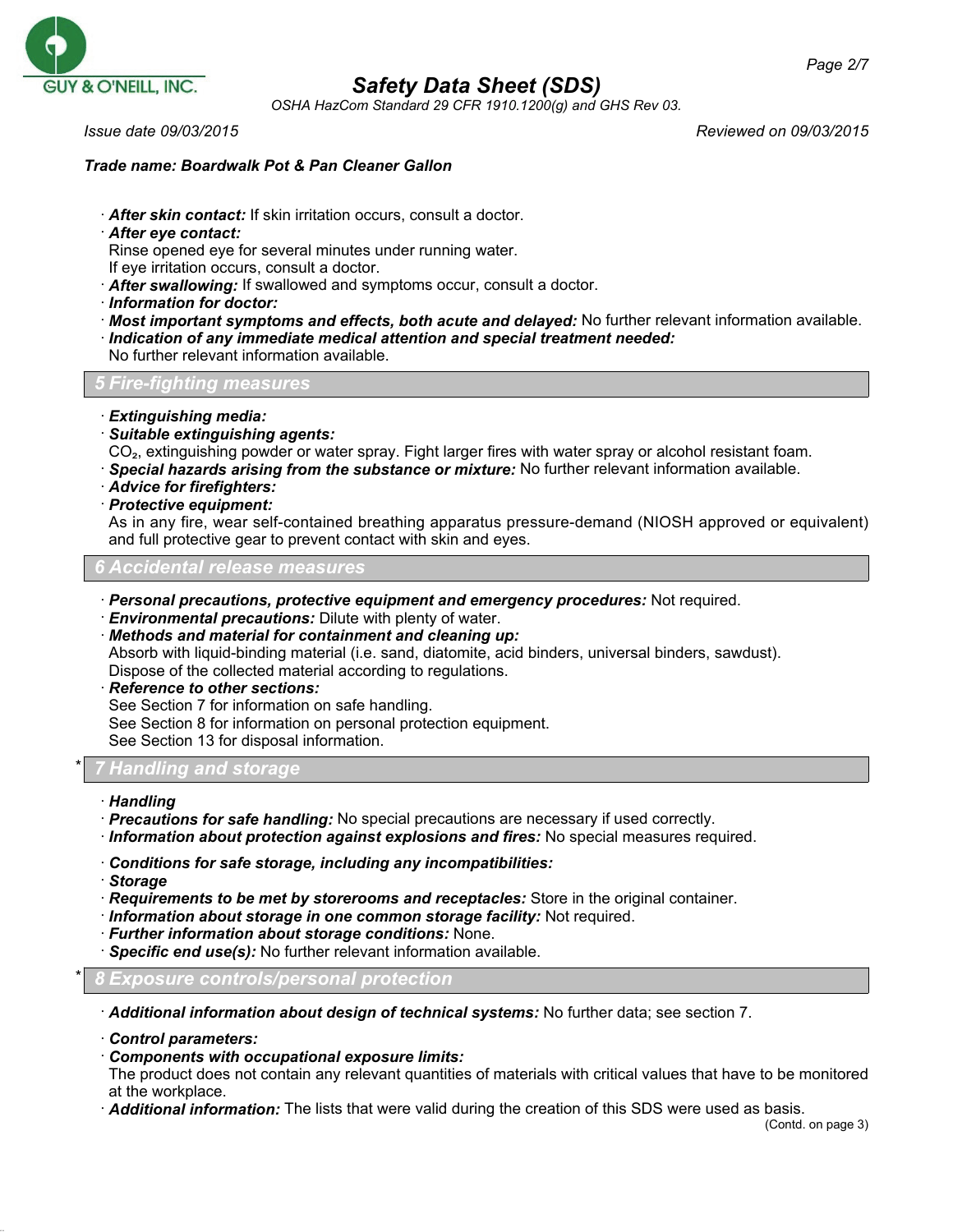· ***After skin contact:*** If skin irritation occurs, consult a doctor.
· ***After eye contact:***
Rinse opened eye for several minutes under running water.
If eye irritation occurs, consult a doctor.
· ***After swallowing:*** If swallowed and symptoms occur, consult a doctor.
· ***Information for doctor:***
· ***Most important symptoms and effects, both acute and delayed:*** No further relevant information available.
· ***Indication of any immediate medical attention and special treatment needed:***
No further relevant information available.

## 5 Fire-fighting measures

· ***Extinguishing media:***
· ***Suitable extinguishing agents:***
$CO_2$, extinguishing powder or water spray. Fight larger fires with water spray or alcohol resistant foam.
· ***Special hazards arising from the substance or mixture:*** No further relevant information available.
· ***Advice for firefighters:***
· ***Protective equipment:***
As in any fire, wear self-contained breathing apparatus pressure-demand (NIOSH approved or equivalent) and full protective gear to prevent contact with skin and eyes.

## 6 Accidental release measures

· ***Personal precautions, protective equipment and emergency procedures:*** Not required.
· ***Environmental precautions:*** Dilute with plenty of water.
· ***Methods and material for containment and cleaning up:***
Absorb with liquid-binding material (i.e. sand, diatomite, acid binders, universal binders, sawdust).
Dispose of the collected material according to regulations.
· ***Reference to other sections:***
See Section 7 for information on safe handling.
See Section 8 for information on personal protection equipment.
See Section 13 for disposal information.

## * 7 Handling and storage

· ***Handling***
· ***Precautions for safe handling:*** No special precautions are necessary if used correctly.
· ***Information about protection against explosions and fires:*** No special measures required.

· ***Conditions for safe storage, including any incompatibilities:***
· ***Storage***
· ***Requirements to be met by storerooms and receptacles:*** Store in the original container.
· ***Information about storage in one common storage facility:*** Not required.
· ***Further information about storage conditions:*** None.
· ***Specific end use(s):*** No further relevant information available.

## * 8 Exposure controls/personal protection

· ***Additional information about design of technical systems:*** No further data; see section 7.

· ***Control parameters:***
· ***Components with occupational exposure limits:***
The product does not contain any relevant quantities of materials with critical values that have to be monitored at the workplace.
· ***Additional information:*** The lists that were valid during the creation of this SDS were used as basis.

(Contd. on page 3)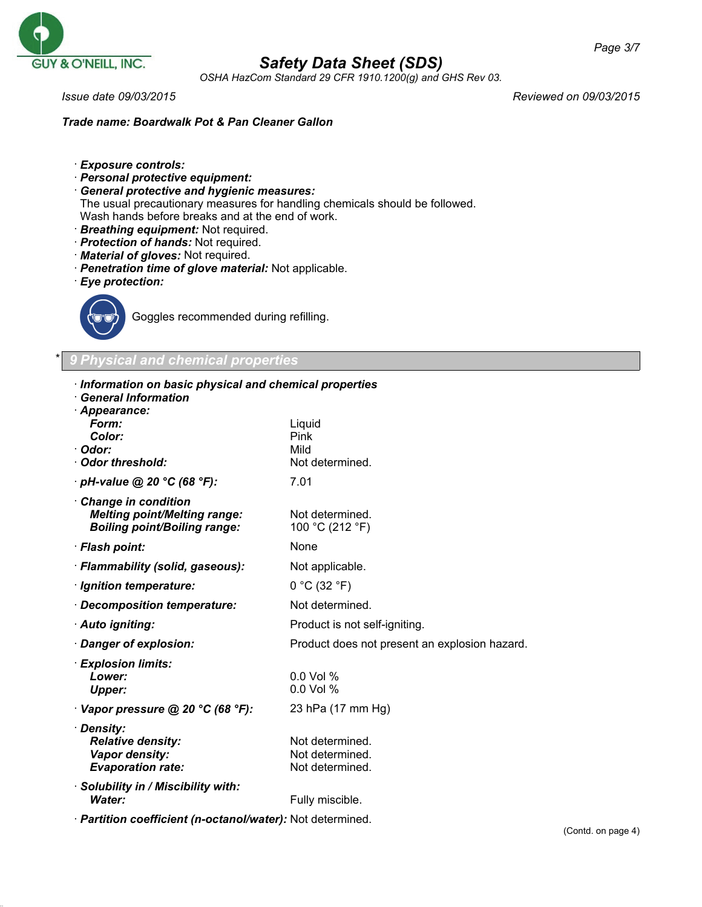**Trade name: Boardwalk Pot & Pan Cleaner Gallon**

- **Exposure controls:**
- **Personal protective equipment:**
- **General protective and hygienic measures:**
  The usual precautionary measures for handling chemicals should be followed.
  Wash hands before breaks and at the end of work.
- **Breathing equipment:** Not required.
- **Protection of hands:** Not required.
- **Material of gloves:** Not required.
- **Penetration time of glove material:** Not applicable.
- **Eye protection:**

  Goggles recommended during refilling.

## * 9 Physical and chemical properties

- **Information on basic physical and chemical properties**
- **General Information**

| Property | Value |
|---|---|
| **Appearance:** | |
| **Form:** | Liquid |
| **Color:** | Pink |
| **Odor:** | Mild |
| **Odor threshold:** | Not determined. |
| **pH-value @ 20 °C (68 °F):** | 7.01 |
| **Change in condition** | |
| **Melting point/Melting range:** | Not determined. |
| **Boiling point/Boiling range:** | 100 °C (212 °F) |
| **Flash point:** | None |
| **Flammability (solid, gaseous):** | Not applicable. |
| **Ignition temperature:** | 0 °C (32 °F) |
| **Decomposition temperature:** | Not determined. |
| **Auto igniting:** | Product is not self-igniting. |
| **Danger of explosion:** | Product does not present an explosion hazard. |
| **Explosion limits:** | |
| **Lower:** | 0.0 Vol % |
| **Upper:** | 0.0 Vol % |
| **Vapor pressure @ 20 °C (68 °F):** | 23 hPa (17 mm Hg) |
| **Density:** | |
| **Relative density:** | Not determined. |
| **Vapor density:** | Not determined. |
| **Evaporation rate:** | Not determined. |
| **Solubility in / Miscibility with:** | |
| **Water:** | Fully miscible. |
| **Partition coefficient (n-octanol/water):** | Not determined. |

(Contd. on page 4)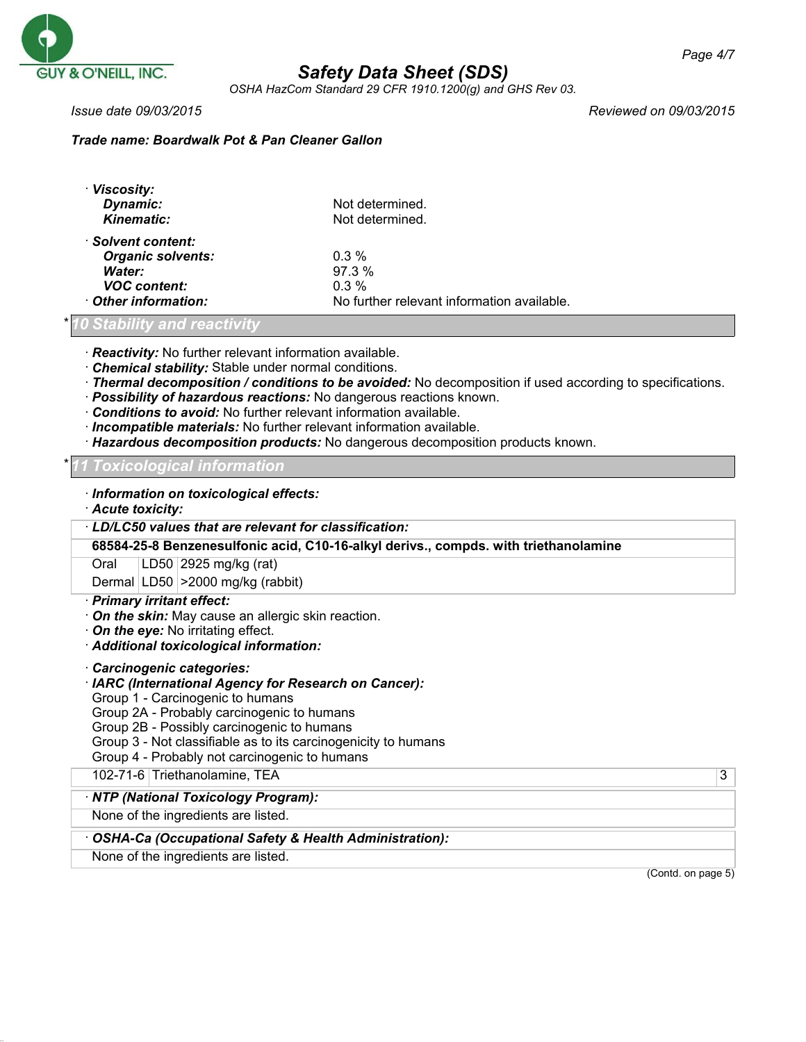· **Viscosity:**

| | |
|---|---|
| **Dynamic:** | Not determined. |
| **Kinematic:** | Not determined. |

· **Solvent content:**

| | |
|---|---|
| **Organic solvents:** | 0.3 % |
| **Water:** | 97.3 % |
| **VOC content:** | 0.3 % |
| · **Other information:** | No further relevant information available. |

## * 10 Stability and reactivity

· ***Reactivity:*** No further relevant information available.
· ***Chemical stability:*** Stable under normal conditions.
· ***Thermal decomposition / conditions to be avoided:*** No decomposition if used according to specifications.
· ***Possibility of hazardous reactions:*** No dangerous reactions known.
· ***Conditions to avoid:*** No further relevant information available.
· ***Incompatible materials:*** No further relevant information available.
· ***Hazardous decomposition products:*** No dangerous decomposition products known.

## * 11 Toxicological information

· ***Information on toxicological effects:***
· ***Acute toxicity:***

| · ***LD/LC50 values that are relevant for classification:*** | | |
|---|---|---|
| **68584-25-8 Benzenesulfonic acid, C10-16-alkyl derivs., compds. with triethanolamine** | | |
| Oral | LD50 | 2925 mg/kg (rat) |
| Dermal | LD50 | >2000 mg/kg (rabbit) |

· ***Primary irritant effect:***
· ***On the skin:*** May cause an allergic skin reaction.
· ***On the eye:*** No irritating effect.
· ***Additional toxicological information:***

· ***Carcinogenic categories:***
· ***IARC (International Agency for Research on Cancer):***
Group 1 - Carcinogenic to humans
Group 2A - Probably carcinogenic to humans
Group 2B - Possibly carcinogenic to humans
Group 3 - Not classifiable as to its carcinogenicity to humans
Group 4 - Probably not carcinogenic to humans

| | | |
|---|---|---|
| 102-71-6 | Triethanolamine, TEA | 3 |

| · ***NTP (National Toxicology Program):*** |
|---|
| None of the ingredients are listed. |

| · ***OSHA-Ca (Occupational Safety & Health Administration):*** |
|---|
| None of the ingredients are listed. |

(Contd. on page 5)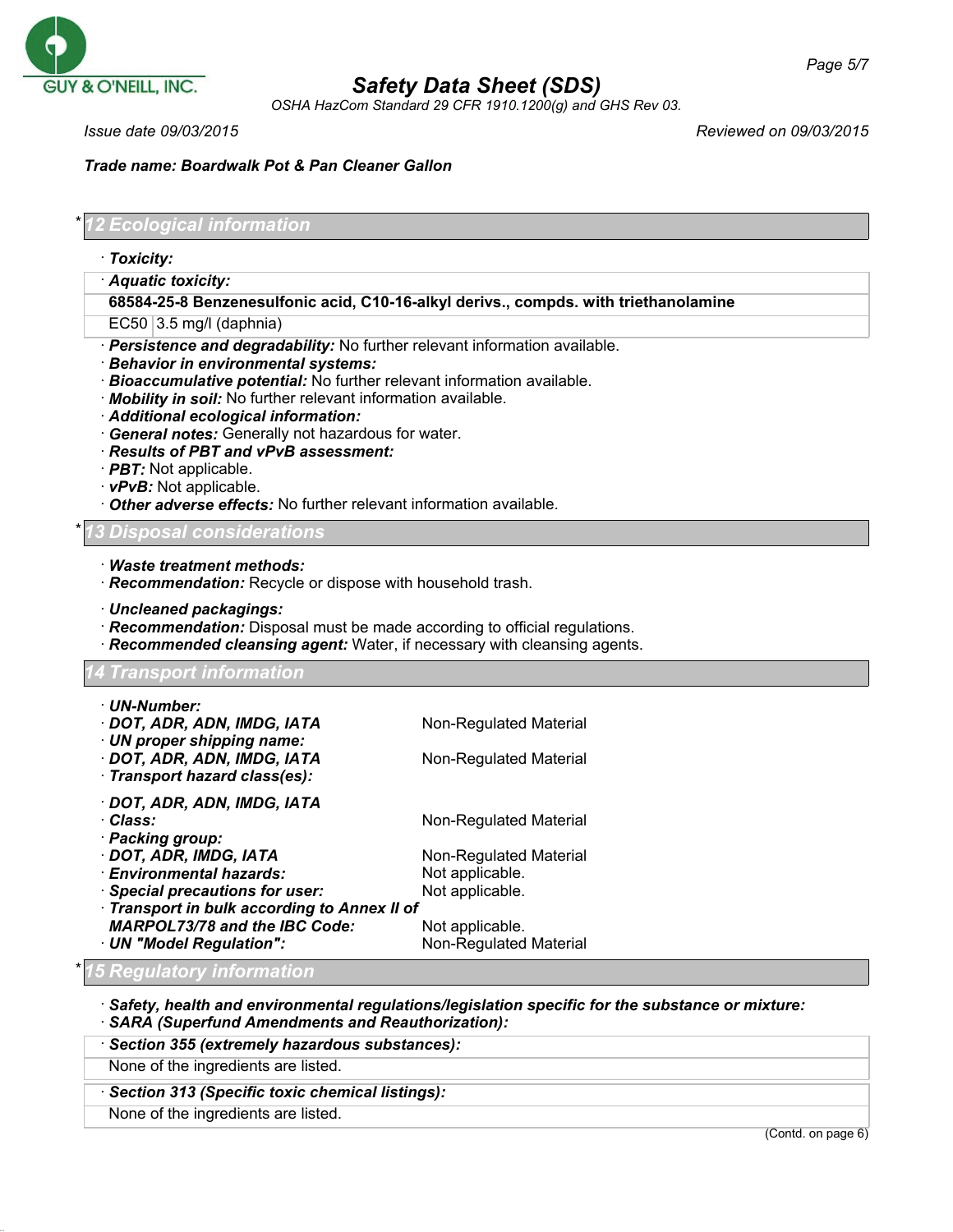Trade name: **Boardwalk Pot & Pan Cleaner Gallon**

## * 12 Ecological information

· **Toxicity:**

| · **Aquatic toxicity:** | |
|---|---|
| **68584-25-8 Benzenesulfonic acid, C10-16-alkyl derivs., compds. with triethanolamine** | |
| EC50 | 3.5 mg/l (daphnia) |

· **Persistence and degradability:** No further relevant information available.
· **Behavior in environmental systems:**
· **Bioaccumulative potential:** No further relevant information available.
· **Mobility in soil:** No further relevant information available.
· **Additional ecological information:**
· **General notes:** Generally not hazardous for water.
· **Results of PBT and vPvB assessment:**
· **PBT:** Not applicable.
· **vPvB:** Not applicable.
· **Other adverse effects:** No further relevant information available.

## * 13 Disposal considerations

· **Waste treatment methods:**
· **Recommendation:** Recycle or dispose with household trash.

· **Uncleaned packagings:**
· **Recommendation:** Disposal must be made according to official regulations.
· **Recommended cleansing agent:** Water, if necessary with cleansing agents.

## 14 Transport information

· **UN-Number:**
· **DOT, ADR, ADN, IMDG, IATA** — Non-Regulated Material
· **UN proper shipping name:**
· **DOT, ADR, ADN, IMDG, IATA** — Non-Regulated Material
· **Transport hazard class(es):**

· **DOT, ADR, ADN, IMDG, IATA**
· **Class:** — Non-Regulated Material
· **Packing group:**
· **DOT, ADR, IMDG, IATA** — Non-Regulated Material
· **Environmental hazards:** — Not applicable.
· **Special precautions for user:** — Not applicable.
· **Transport in bulk according to Annex II of MARPOL73/78 and the IBC Code:** — Not applicable.
· **UN "Model Regulation":** — Non-Regulated Material

## * 15 Regulatory information

· **Safety, health and environmental regulations/legislation specific for the substance or mixture:**
· **SARA (Superfund Amendments and Reauthorization):**

| · **Section 355 (extremely hazardous substances):** |
|---|
| None of the ingredients are listed. |

| · **Section 313 (Specific toxic chemical listings):** |
|---|
| None of the ingredients are listed. |

(Contd. on page 6)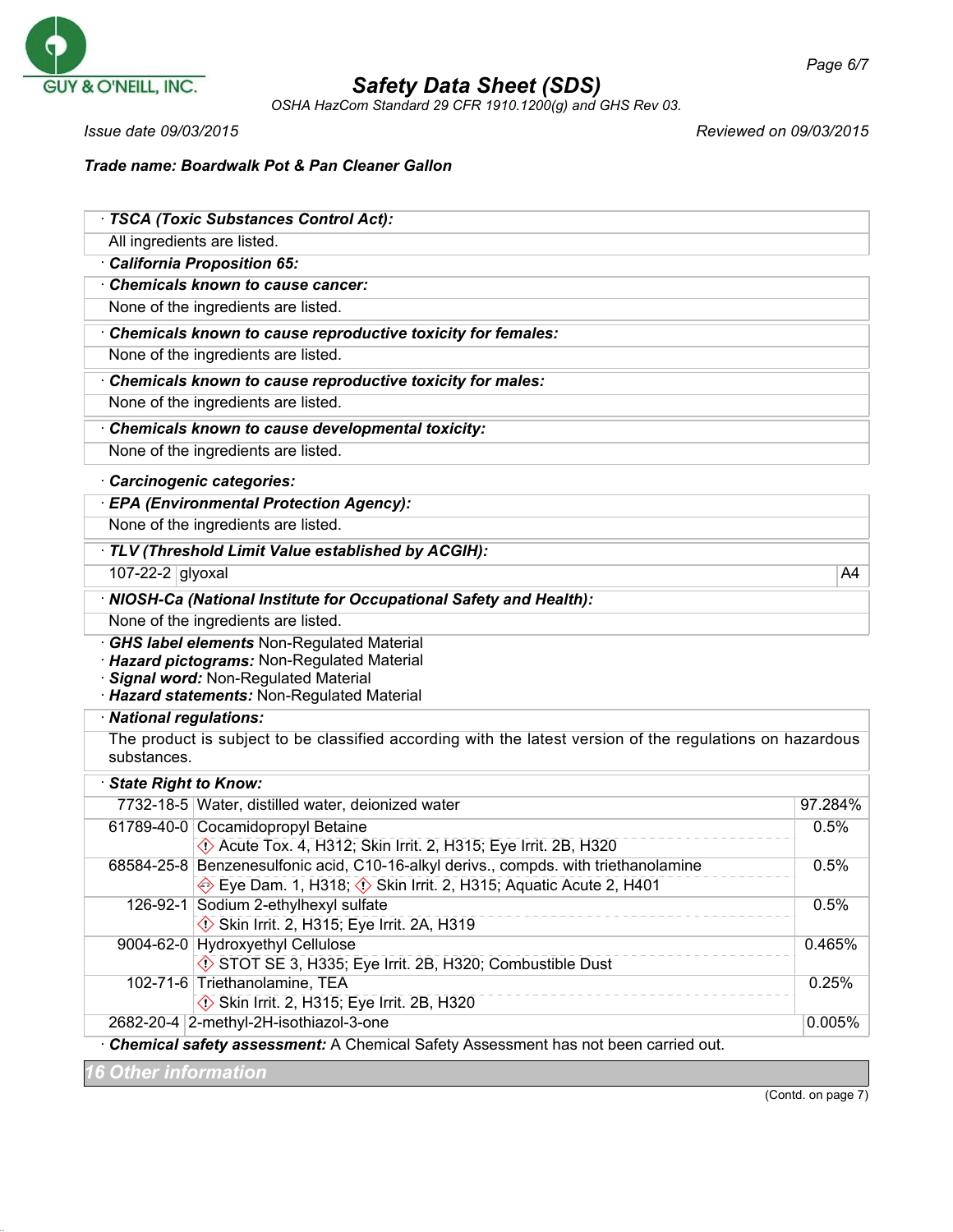Trade name: **Boardwalk Pot & Pan Cleaner Gallon**

· ***TSCA (Toxic Substances Control Act):***

All ingredients are listed.

· ***California Proposition 65:***

· ***Chemicals known to cause cancer:***

None of the ingredients are listed.

· ***Chemicals known to cause reproductive toxicity for females:***

None of the ingredients are listed.

· ***Chemicals known to cause reproductive toxicity for males:***

None of the ingredients are listed.

· ***Chemicals known to cause developmental toxicity:***

None of the ingredients are listed.

· ***Carcinogenic categories:***

· ***EPA (Environmental Protection Agency):***

None of the ingredients are listed.

· ***TLV (Threshold Limit Value established by ACGIH):***

| | | |
|---|---|---|
| 107-22-2 | glyoxal | A4 |

· ***NIOSH-Ca (National Institute for Occupational Safety and Health):***

None of the ingredients are listed.

· ***GHS label elements*** Non-Regulated Material
· ***Hazard pictograms:*** Non-Regulated Material
· ***Signal word:*** Non-Regulated Material
· ***Hazard statements:*** Non-Regulated Material

· ***National regulations:***

The product is subject to be classified according with the latest version of the regulations on hazardous substances.

· ***State Right to Know:***

| | | |
|---|---|---|
| 7732-18-5 | Water, distilled water, deionized water | 97.284% |
| 61789-40-0 | Cocamidopropyl Betaine<br>Acute Tox. 4, H312; Skin Irrit. 2, H315; Eye Irrit. 2B, H320 | 0.5% |
| 68584-25-8 | Benzenesulfonic acid, C10-16-alkyl derivs., compds. with triethanolamine<br>Eye Dam. 1, H318; Skin Irrit. 2, H315; Aquatic Acute 2, H401 | 0.5% |
| 126-92-1 | Sodium 2-ethylhexyl sulfate<br>Skin Irrit. 2, H315; Eye Irrit. 2A, H319 | 0.5% |
| 9004-62-0 | Hydroxyethyl Cellulose<br>STOT SE 3, H335; Eye Irrit. 2B, H320; Combustible Dust | 0.465% |
| 102-71-6 | Triethanolamine, TEA<br>Skin Irrit. 2, H315; Eye Irrit. 2B, H320 | 0.25% |
| 2682-20-4 | 2-methyl-2H-isothiazol-3-one | 0.005% |

· ***Chemical safety assessment:*** A Chemical Safety Assessment has not been carried out.

## 16 Other information

(Contd. on page 7)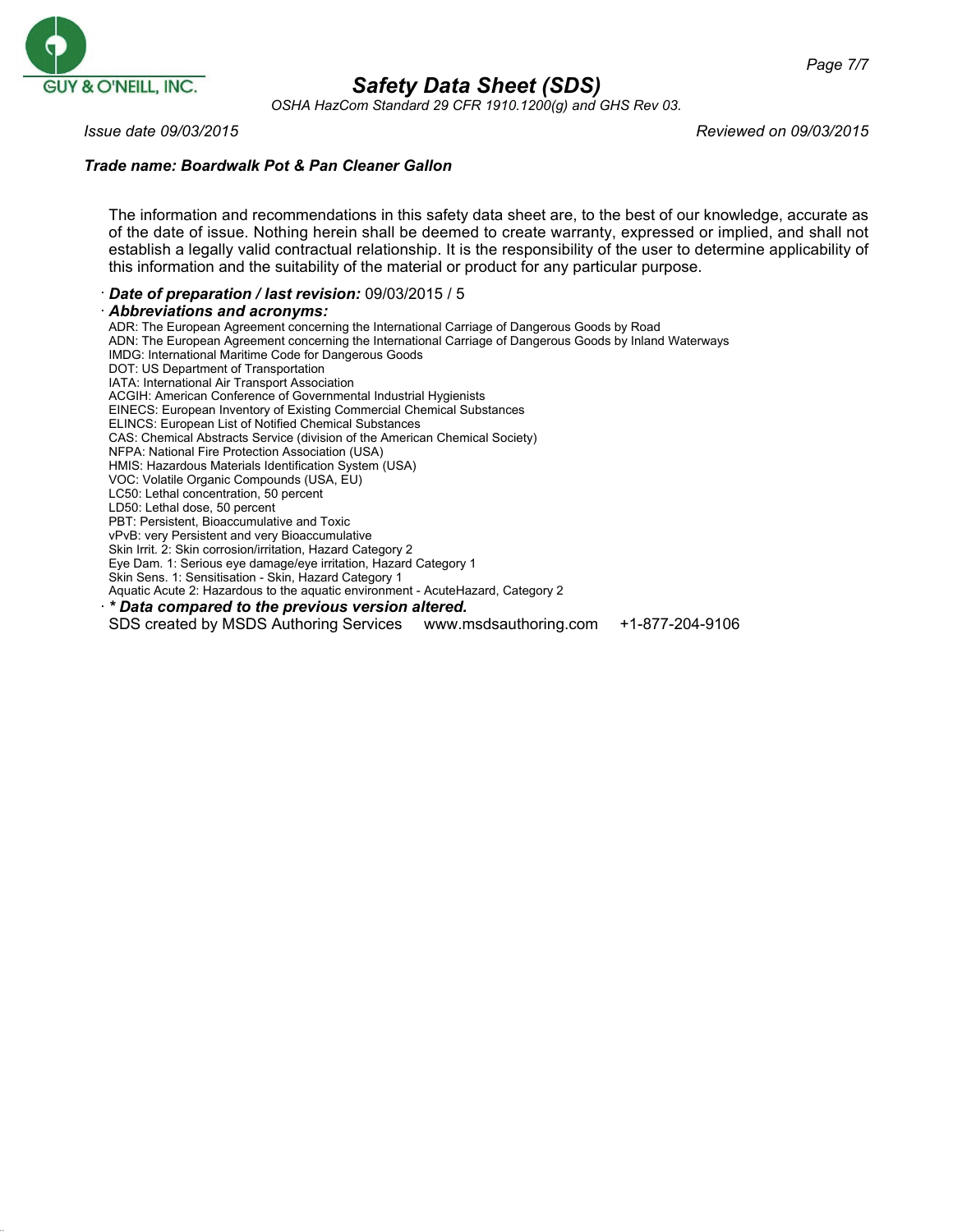The information and recommendations in this safety data sheet are, to the best of our knowledge, accurate as of the date of issue. Nothing herein shall be deemed to create warranty, expressed or implied, and shall not establish a legally valid contractual relationship. It is the responsibility of the user to determine applicability of this information and the suitability of the material or product for any particular purpose.

· ***Date of preparation / last revision:*** 09/03/2015 / 5

· ***Abbreviations and acronyms:***

ADR: The European Agreement concerning the International Carriage of Dangerous Goods by Road
ADN: The European Agreement concerning the International Carriage of Dangerous Goods by Inland Waterways
IMDG: International Maritime Code for Dangerous Goods
DOT: US Department of Transportation
IATA: International Air Transport Association
ACGIH: American Conference of Governmental Industrial Hygienists
EINECS: European Inventory of Existing Commercial Chemical Substances
ELINCS: European List of Notified Chemical Substances
CAS: Chemical Abstracts Service (division of the American Chemical Society)
NFPA: National Fire Protection Association (USA)
HMIS: Hazardous Materials Identification System (USA)
VOC: Volatile Organic Compounds (USA, EU)
LC50: Lethal concentration, 50 percent
LD50: Lethal dose, 50 percent
PBT: Persistent, Bioaccumulative and Toxic
vPvB: very Persistent and very Bioaccumulative
Skin Irrit. 2: Skin corrosion/irritation, Hazard Category 2
Eye Dam. 1: Serious eye damage/eye irritation, Hazard Category 1
Skin Sens. 1: Sensitisation - Skin, Hazard Category 1
Aquatic Acute 2: Hazardous to the aquatic environment - AcuteHazard, Category 2

· ***\* Data compared to the previous version altered.***

SDS created by MSDS Authoring Services www.msdsauthoring.com +1-877-204-9106